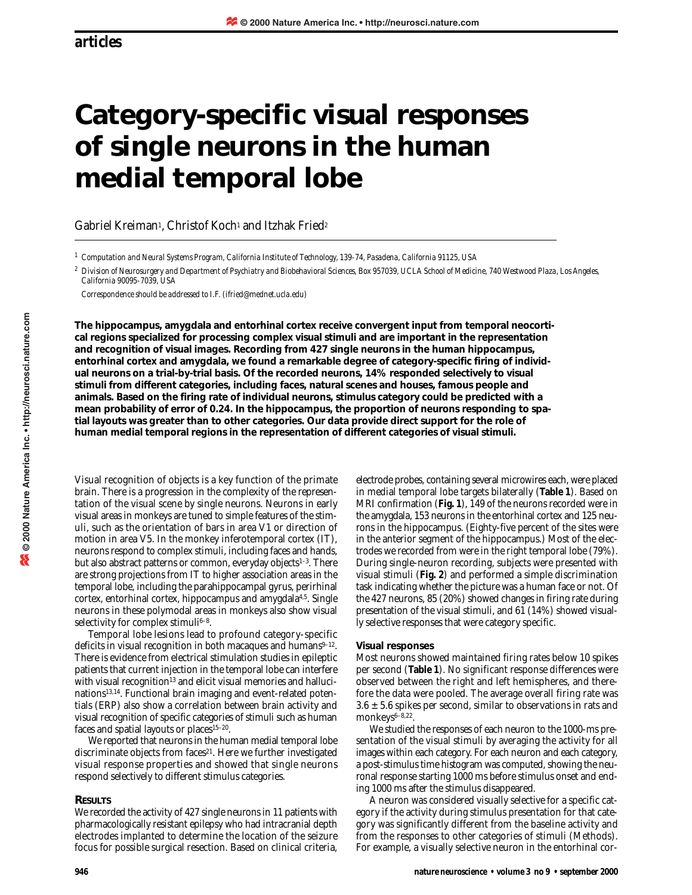# Category-specific visual responses of single neurons in the human medial temporal lobe

Gabriel Kreiman[1], Christof Koch[1] and Itzhak Fried[2]

[1] Computation and Neural Systems Program, California Institute of Technology, 139-74, Pasadena, California 91125, USA

[2] Division of Neurosurgery and Department of Psychiatry and Biobehavioral Sciences, Box 957039, UCLA School of Medicine, 740 Westwood Plaza, Los Angeles, California 90095-7039, USA

Correspondence should be addressed to I.F. (ifried@mednet.ucla.edu)

**The hippocampus, amygdala and entorhinal cortex receive convergent input from temporal neocortical regions specialized for processing complex visual stimuli and are important in the representation and recognition of visual images. Recording from 427 single neurons in the human hippocampus, entorhinal cortex and amygdala, we found a remarkable degree of category-specific firing of individual neurons on a trial-by-trial basis. Of the recorded neurons, 14% responded selectively to visual stimuli from different categories, including faces, natural scenes and houses, famous people and animals. Based on the firing rate of individual neurons, stimulus category could be predicted with a mean probability of error of 0.24. In the hippocampus, the proportion of neurons responding to spatial layouts was greater than to other categories. Our data provide direct support for the role of human medial temporal regions in the representation of different categories of visual stimuli.**

Visual recognition of objects is a key function of the primate brain. There is a progression in the complexity of the representation of the visual scene by single neurons. Neurons in early visual areas in monkeys are tuned to simple features of the stimuli, such as the orientation of bars in area V1 or direction of motion in area V5. In the monkey inferotemporal cortex (IT), neurons respond to complex stimuli, including faces and hands, but also abstract patterns or common, everyday objects[1–3]. There are strong projections from IT to higher association areas in the temporal lobe, including the parahippocampal gyrus, perirhinal cortex, entorhinal cortex, hippocampus and amygdala[4,5]. Single neurons in these polymodal areas in monkeys also show visual selectivity for complex stimuli[6–8].

Temporal lobe lesions lead to profound category-specific deficits in visual recognition in both macaques and humans[9–12]. There is evidence from electrical stimulation studies in epileptic patients that current injection in the temporal lobe can interfere with visual recognition[13] and elicit visual memories and hallucinations[13,14]. Functional brain imaging and event-related potentials (ERP) also show a correlation between brain activity and visual recognition of specific categories of stimuli such as human faces and spatial layouts or places[15–20].

We reported that neurons in the human medial temporal lobe discriminate objects from faces[21]. Here we further investigated visual response properties and showed that single neurons respond selectively to different stimulus categories.

## Results

We recorded the activity of 427 single neurons in 11 patients with pharmacologically resistant epilepsy who had intracranial depth electrodes implanted to determine the location of the seizure focus for possible surgical resection. Based on clinical criteria, electrode probes, containing several microwires each, were placed in medial temporal lobe targets bilaterally (**Table 1**). Based on MRI confirmation (**Fig. 1**), 149 of the neurons recorded were in the amygdala, 153 neurons in the entorhinal cortex and 125 neurons in the hippocampus. (Eighty-five percent of the sites were in the anterior segment of the hippocampus.) Most of the electrodes we recorded from were in the right temporal lobe (79%). During single-neuron recording, subjects were presented with visual stimuli (**Fig. 2**) and performed a simple discrimination task indicating whether the picture was a human face or not. Of the 427 neurons, 85 (20%) showed changes in firing rate during presentation of the visual stimuli, and 61 (14%) showed visually selective responses that were category specific.

### Visual responses

Most neurons showed maintained firing rates below 10 spikes per second (**Table 1**). No significant response differences were observed between the right and left hemispheres, and therefore the data were pooled. The average overall firing rate was $3.6 \pm 5.6$ spikes per second, similar to observations in rats and monkeys[6–8,22].

We studied the responses of each neuron to the 1000-ms presentation of the visual stimuli by averaging the activity for all images within each category. For each neuron and each category, a post-stimulus time histogram was computed, showing the neuronal response starting 1000 ms before stimulus onset and ending 1000 ms after the stimulus disappeared.

A neuron was considered visually selective for a specific category if the activity during stimulus presentation for that category was significantly different from the baseline activity and from the responses to other categories of stimuli (Methods). For example, a visually selective neuron in the entorhinal cor-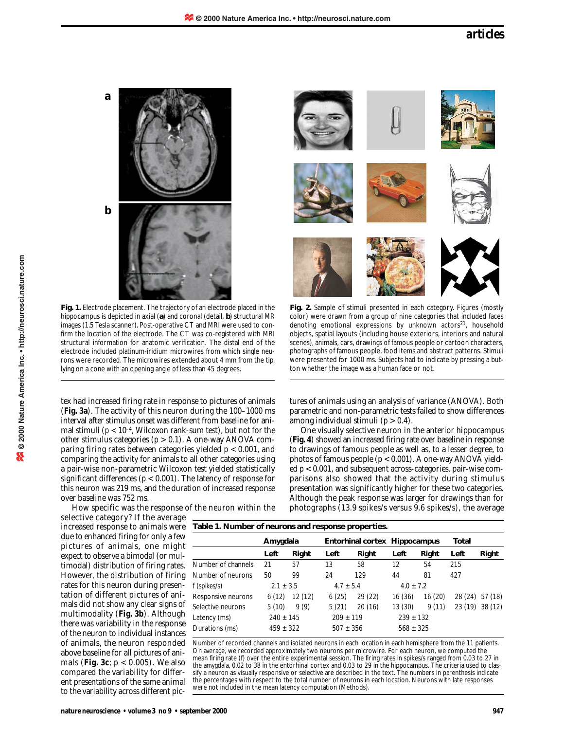**Fig. 1.** Electrode placement. The trajectory of an electrode placed in the hippocampus is depicted in axial (**a**) and coronal (detail, **b**) structural MR images (1.5 Tesla scanner). Post-operative CT and MRI were used to confirm the location of the electrode. The CT was co-registered with MRI structural information for anatomic verification. The distal end of the electrode included platinum-iridium microwires from which single neurons were recorded. The microwires extended about 4 mm from the tip, lying on a cone with an opening angle of less than 45 degrees.

**Fig. 2.** Sample of stimuli presented in each category. Figures (mostly color) were drawn from a group of nine categories that included faces denoting emotional expressions by unknown actors[21], household objects, spatial layouts (including house exteriors, interiors and natural scenes), animals, cars, drawings of famous people or cartoon characters, photographs of famous people, food items and abstract patterns. Stimuli were presented for 1000 ms. Subjects had to indicate by pressing a button whether the image was a human face or not.

tex had increased firing rate in response to pictures of animals (**Fig. 3a**). The activity of this neuron during the 100–1000 ms interval after stimulus onset was different from baseline for animal stimuli ($p < 10^{-4}$, Wilcoxon rank-sum test), but not for the other stimulus categories ($p > 0.1$). A one-way ANOVA comparing firing rates between categories yielded $p < 0.001$, and comparing the activity for animals to all other categories using a pair-wise non-parametric Wilcoxon test yielded statistically significant differences ($p < 0.001$). The latency of response for this neuron was 219 ms, and the duration of increased response over baseline was 752 ms.

How specific was the response of the neuron within the selective category? If the average increased response to animals were due to enhanced firing for only a few pictures of animals, one might expect to observe a bimodal (or multimodal) distribution of firing rates. However, the distribution of firing rates for this neuron during presentation of different pictures of animals did not show any clear signs of multimodality (**Fig. 3b**). Although there was variability in the response of the neuron to individual instances of animals, the neuron responded above baseline for all pictures of animals (**Fig. 3c**; $p < 0.005$). We also compared the variability for different presentations of the same animal to the variability across different pictures of animals using an analysis of variance (ANOVA). Both parametric and non-parametric tests failed to show differences among individual stimuli ($p > 0.4$).

One visually selective neuron in the anterior hippocampus (**Fig. 4**) showed an increased firing rate over baseline in response to drawings of famous people as well as, to a lesser degree, to photos of famous people ($p < 0.001$). A one-way ANOVA yielded $p < 0.001$, and subsequent across-categories, pair-wise comparisons also showed that the activity during stimulus presentation was significantly higher for these two categories. Although the peak response was larger for drawings than for photographs (13.9 spikes/s versus 9.6 spikes/s), the average

**Table 1. Number of neurons and response properties.**

| | Amygdala | | Entorhinal cortex | | Hippocampus | | Total | |
|---|---|---|---|---|---|---|---|---|
| | Left | Right | Left | Right | Left | Right | Left | Right |
| Number of channels | 21 | 57 | 13 | 58 | 12 | 54 | 215 | |
| Number of neurons | 50 | 99 | 24 | 129 | 44 | 81 | 427 | |
| f (spikes/s) | 2.1 ± 3.5 | | 4.7 ± 5.4 | | 4.0 ± 7.2 | | | |
| Responsive neurons | 6 (12) | 12 (12) | 6 (25) | 29 (22) | 16 (36) | 16 (20) | 28 (24) | 57 (18) |
| Selective neurons | 5 (10) | 9 (9) | 5 (21) | 20 (16) | 13 (30) | 9 (11) | 23 (19) | 38 (12) |
| Latency (ms) | 240 ± 145 | | 209 ± 119 | | 239 ± 132 | | | |
| Durations (ms) | 459 ± 322 | | 507 ± 356 | | 568 ± 325 | | | |

Number of recorded channels and isolated neurons in each location in each hemisphere from the 11 patients. On average, we recorded approximately two neurons per microwire. For each neuron, we computed the mean firing rate (f) over the entire experimental session. The firing rates in spikes/s ranged from 0.03 to 27 in the amygdala, 0.02 to 38 in the entorhinal cortex and 0.03 to 29 in the hippocampus. The criteria used to classify a neuron as visually responsive or selective are described in the text. The numbers in parenthesis indicate the percentages with respect to the total number of neurons in each location. Neurons with late responses were not included in the mean latency computation (Methods).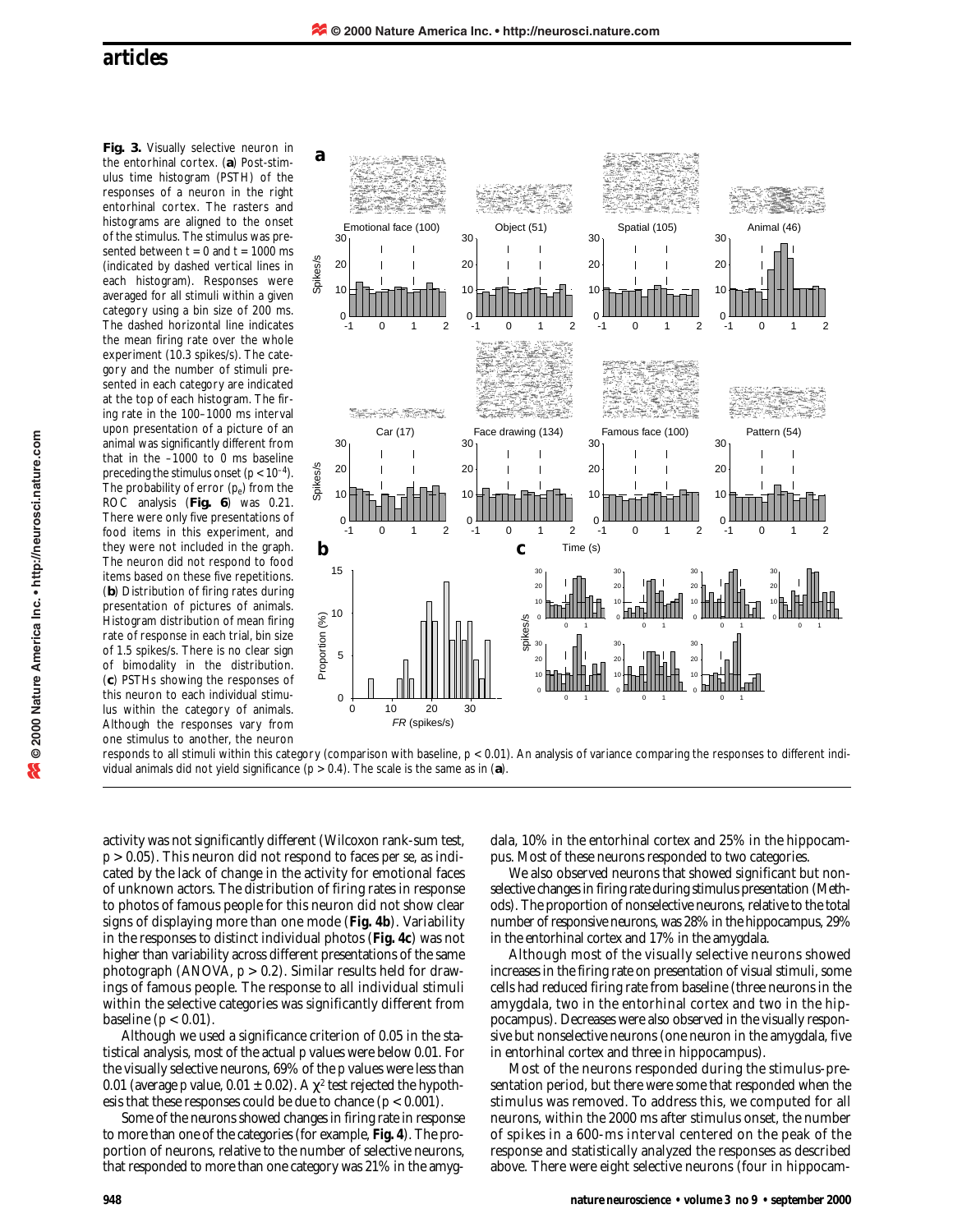**Fig. 3.** Visually selective neuron in the entorhinal cortex. (**a**) Post-stimulus time histogram (PSTH) of the responses of a neuron in the right entorhinal cortex. The rasters and histograms are aligned to the onset of the stimulus. The stimulus was presented between $t = 0$ and $t = 1000$ ms (indicated by dashed vertical lines in each histogram). Responses were averaged for all stimuli within a given category using a bin size of 200 ms. The dashed horizontal line indicates the mean firing rate over the whole experiment (10.3 spikes/s). The category and the number of stimuli presented in each category are indicated at the top of each histogram. The firing rate in the 100–1000 ms interval upon presentation of a picture of an animal was significantly different from that in the –1000 to 0 ms baseline preceding the stimulus onset ($p < 10^{-4}$). The probability of error ($p_e$) from the ROC analysis (**Fig. 6**) was 0.21. There were only five presentations of food items in this experiment, and they were not included in the graph. The neuron did not respond to food items based on these five repetitions. (**b**) Distribution of firing rates during presentation of pictures of animals. Histogram distribution of mean firing rate of response in each trial, bin size of 1.5 spikes/s. There is no clear sign of bimodality in the distribution. (**c**) PSTHs showing the responses of this neuron to each individual stimulus within the category of animals. Although the responses vary from one stimulus to another, the neuron responds to all stimuli within this category (comparison with baseline, $p < 0.01$). An analysis of variance comparing the responses to different individual animals did not yield significance ($p > 0.4$). The scale is the same as in (**a**).

activity was not significantly different (Wilcoxon rank-sum test, $p > 0.05$). This neuron did not respond to faces *per se*, as indicated by the lack of change in the activity for emotional faces of unknown actors. The distribution of firing rates in response to photos of famous people for this neuron did not show clear signs of displaying more than one mode (**Fig. 4b**). Variability in the responses to distinct individual photos (**Fig. 4c**) was not higher than variability across different presentations of the same photograph (ANOVA, $p > 0.2$). Similar results held for drawings of famous people. The response to all individual stimuli within the selective categories was significantly different from baseline ($p < 0.01$).

Although we used a significance criterion of 0.05 in the statistical analysis, most of the actual p values were below 0.01. For the visually selective neurons, 69% of the p values were less than 0.01 (average p value, $0.01 \pm 0.02$). A $\chi^2$ test rejected the hypothesis that these responses could be due to chance ($p < 0.001$).

Some of the neurons showed changes in firing rate in response to more than one of the categories (for example, **Fig. 4**). The proportion of neurons, relative to the number of selective neurons, that responded to more than one category was 21% in the amygdala, 10% in the entorhinal cortex and 25% in the hippocampus. Most of these neurons responded to two categories.

We also observed neurons that showed significant but nonselective changes in firing rate during stimulus presentation (Methods). The proportion of nonselective neurons, relative to the total number of responsive neurons, was 28% in the hippocampus, 29% in the entorhinal cortex and 17% in the amygdala.

Although most of the visually selective neurons showed increases in the firing rate on presentation of visual stimuli, some cells had reduced firing rate from baseline (three neurons in the amygdala, two in the entorhinal cortex and two in the hippocampus). Decreases were also observed in the visually responsive but nonselective neurons (one neuron in the amygdala, five in entorhinal cortex and three in hippocampus).

Most of the neurons responded during the stimulus-presentation period, but there were some that responded when the stimulus was removed. To address this, we computed for all neurons, within the 2000 ms after stimulus onset, the number of spikes in a 600-ms interval centered on the peak of the response and statistically analyzed the responses as described above. There were eight selective neurons (four in hippocam-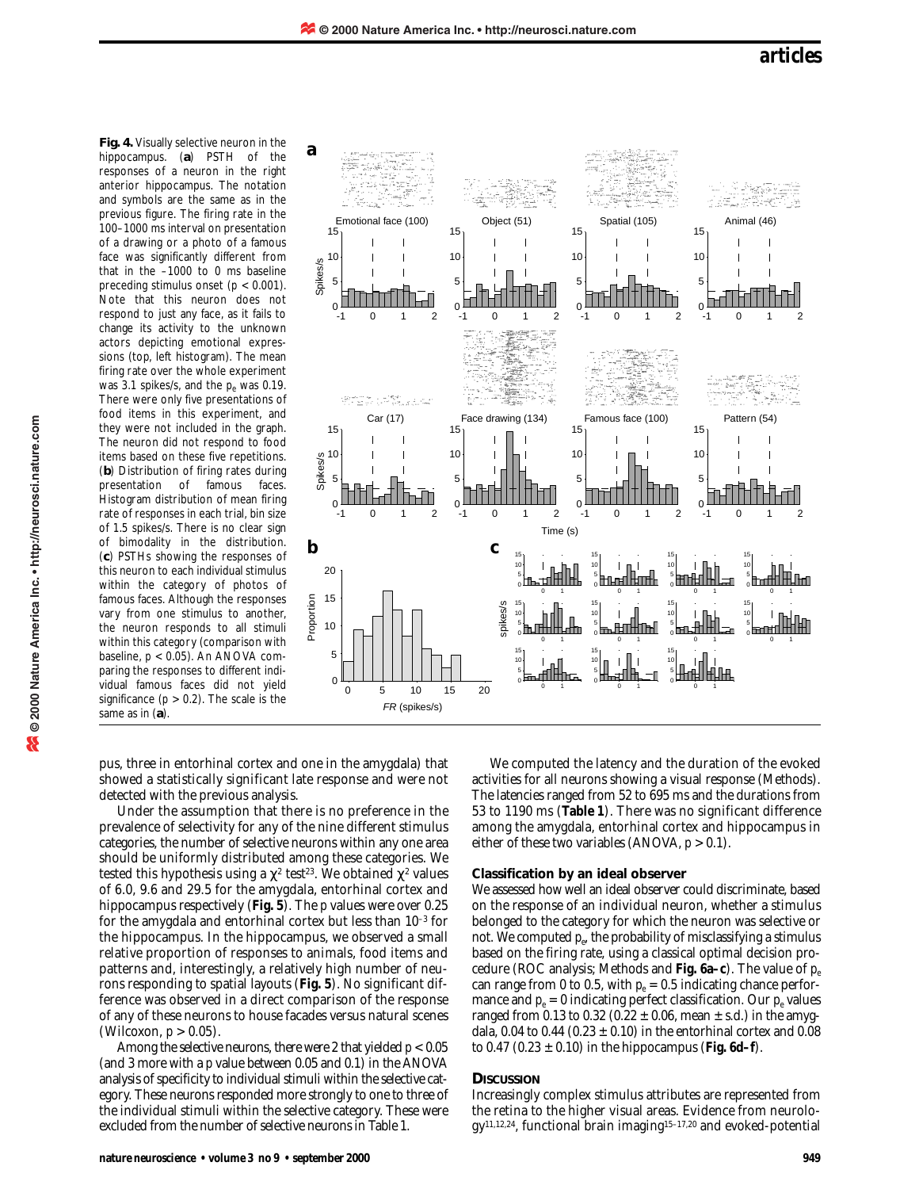**Fig. 4.** Visually selective neuron in the hippocampus. (**a**) PSTH of the responses of a neuron in the right anterior hippocampus. The notation and symbols are the same as in the previous figure. The firing rate in the 100–1000 ms interval on presentation of a drawing or a photo of a famous face was significantly different from that in the –1000 to 0 ms baseline preceding stimulus onset ($p < 0.001$). Note that this neuron does not respond to just any face, as it fails to change its activity to the unknown actors depicting emotional expressions (top, left histogram). The mean firing rate over the whole experiment was 3.1 spikes/s, and the $p_e$ was 0.19. There were only five presentations of food items in this experiment, and they were not included in the graph. The neuron did not respond to food items based on these five repetitions. (**b**) Distribution of firing rates during presentation of famous faces. Histogram distribution of mean firing rate of responses in each trial, bin size of 1.5 spikes/s. There is no clear sign of bimodality in the distribution. (**c**) PSTHs showing the responses of this neuron to each individual stimulus within the category of photos of famous faces. Although the responses vary from one stimulus to another, the neuron responds to all stimuli within this category (comparison with baseline, $p < 0.05$). An ANOVA comparing the responses to different individual famous faces did not yield significance ($p > 0.2$). The scale is the same as in (**a**).

pus, three in entorhinal cortex and one in the amygdala) that showed a statistically significant late response and were not detected with the previous analysis.

Under the assumption that there is no preference in the prevalence of selectivity for any of the nine different stimulus categories, the number of selective neurons within any one area should be uniformly distributed among these categories. We tested this hypothesis using a $\chi^2$ test[23]. We obtained $\chi^2$ values of 6.0, 9.6 and 29.5 for the amygdala, entorhinal cortex and hippocampus respectively (**Fig. 5**). The $p$ values were over 0.25 for the amygdala and entorhinal cortex but less than $10^{-3}$ for the hippocampus. In the hippocampus, we observed a small relative proportion of responses to animals, food items and patterns and, interestingly, a relatively high number of neurons responding to spatial layouts (**Fig. 5**). No significant difference was observed in a direct comparison of the response of any of these neurons to house facades versus natural scenes (Wilcoxon, $p > 0.05$).

Among the selective neurons, there were 2 that yielded $p < 0.05$ (and 3 more with a $p$ value between 0.05 and 0.1) in the ANOVA analysis of specificity to individual stimuli within the selective category. These neurons responded more strongly to one to three of the individual stimuli within the selective category. These were excluded from the number of selective neurons in Table 1.

We computed the latency and the duration of the evoked activities for all neurons showing a visual response (Methods). The latencies ranged from 52 to 695 ms and the durations from 53 to 1190 ms (**Table 1**). There was no significant difference among the amygdala, entorhinal cortex and hippocampus in either of these two variables (ANOVA, $p > 0.1$).

### Classification by an ideal observer

We assessed how well an ideal observer could discriminate, based on the response of an individual neuron, whether a stimulus belonged to the category for which the neuron was selective or not. We computed $p_e$, the probability of misclassifying a stimulus based on the firing rate, using a classical optimal decision procedure (ROC analysis; Methods and **Fig. 6a–c**). The value of $p_e$ can range from 0 to 0.5, with $p_e = 0.5$ indicating chance performance and $p_e = 0$ indicating perfect classification. Our $p_e$ values ranged from 0.13 to 0.32 (0.22 ± 0.06, mean ± s.d.) in the amygdala, 0.04 to 0.44 (0.23 ± 0.10) in the entorhinal cortex and 0.08 to 0.47 (0.23 ± 0.10) in the hippocampus (**Fig. 6d–f**).

## Discussion

Increasingly complex stimulus attributes are represented from the retina to the higher visual areas. Evidence from neurology[11,12,24], functional brain imaging[15–17,20] and evoked-potential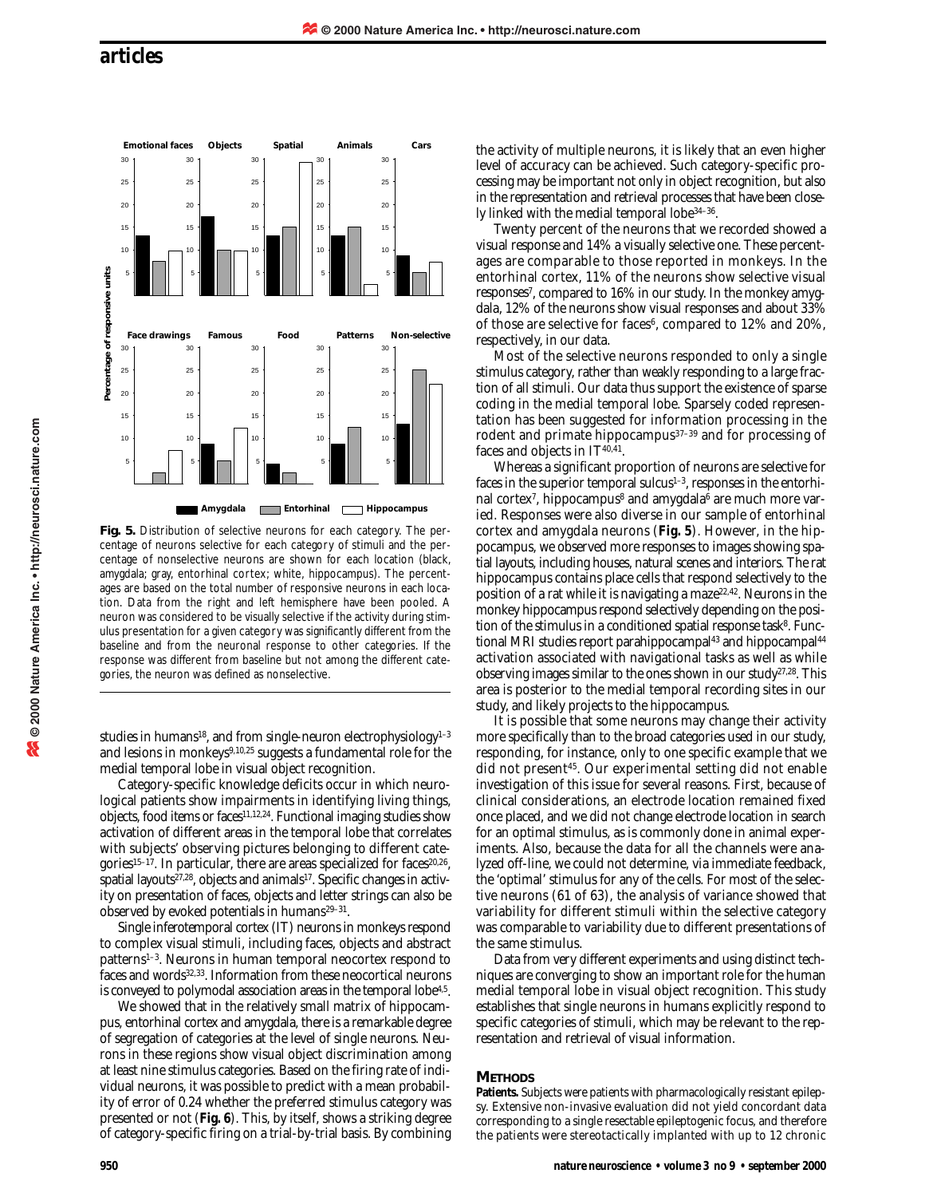**Fig. 5.** Distribution of selective neurons for each category. The percentage of neurons selective for each category of stimuli and the percentage of nonselective neurons are shown for each location (black, amygdala; gray, entorhinal cortex; white, hippocampus). The percentages are based on the total number of responsive neurons in each location. Data from the right and left hemisphere have been pooled. A neuron was considered to be visually selective if the activity during stimulus presentation for a given category was significantly different from the baseline and from the neuronal response to other categories. If the response was different from baseline but not among the different categories, the neuron was defined as nonselective.

studies in humans[18], and from single-neuron electrophysiology[1–3] and lesions in monkeys[9,10,25] suggests a fundamental role for the medial temporal lobe in visual object recognition.

Category-specific knowledge deficits occur in which neurological patients show impairments in identifying living things, objects, food items or faces[11,12,24]. Functional imaging studies show activation of different areas in the temporal lobe that correlates with subjects' observing pictures belonging to different categories[15–17]. In particular, there are areas specialized for faces[20,26], spatial layouts[27,28], objects and animals[17]. Specific changes in activity on presentation of faces, objects and letter strings can also be observed by evoked potentials in humans[29–31].

Single inferotemporal cortex (IT) neurons in monkeys respond to complex visual stimuli, including faces, objects and abstract patterns[1–3]. Neurons in human temporal neocortex respond to faces and words[32,33]. Information from these neocortical neurons is conveyed to polymodal association areas in the temporal lobe[4,5].

We showed that in the relatively small matrix of hippocampus, entorhinal cortex and amygdala, there is a remarkable degree of segregation of categories at the level of single neurons. Neurons in these regions show visual object discrimination among at least nine stimulus categories. Based on the firing rate of individual neurons, it was possible to predict with a mean probability of error of 0.24 whether the preferred stimulus category was presented or not (**Fig. 6**). This, by itself, shows a striking degree of category-specific firing on a trial-by-trial basis. By combining the activity of multiple neurons, it is likely that an even higher level of accuracy can be achieved. Such category-specific processing may be important not only in object recognition, but also in the representation and retrieval processes that have been closely linked with the medial temporal lobe[34–36].

Twenty percent of the neurons that we recorded showed a visual response and 14% a visually selective one. These percentages are comparable to those reported in monkeys. In the entorhinal cortex, 11% of the neurons show selective visual responses[7], compared to 16% in our study. In the monkey amygdala, 12% of the neurons show visual responses and about 33% of those are selective for faces[6], compared to 12% and 20%, respectively, in our data.

Most of the selective neurons responded to only a single stimulus category, rather than weakly responding to a large fraction of all stimuli. Our data thus support the existence of sparse coding in the medial temporal lobe. Sparsely coded representation has been suggested for information processing in the rodent and primate hippocampus[37–39] and for processing of faces and objects in IT[40,41].

Whereas a significant proportion of neurons are selective for faces in the superior temporal sulcus[1–3], responses in the entorhinal cortex[7], hippocampus[8] and amygdala[6] are much more varied. Responses were also diverse in our sample of entorhinal cortex and amygdala neurons (**Fig. 5**). However, in the hippocampus, we observed more responses to images showing spatial layouts, including houses, natural scenes and interiors. The rat hippocampus contains place cells that respond selectively to the position of a rat while it is navigating a maze[22,42]. Neurons in the monkey hippocampus respond selectively depending on the position of the stimulus in a conditioned spatial response task[8]. Functional MRI studies report parahippocampal[43] and hippocampal[44] activation associated with navigational tasks as well as while observing images similar to the ones shown in our study[27,28]. This area is posterior to the medial temporal recording sites in our study, and likely projects to the hippocampus.

It is possible that some neurons may change their activity more specifically than to the broad categories used in our study, responding, for instance, only to one specific example that we did not present[45]. Our experimental setting did not enable investigation of this issue for several reasons. First, because of clinical considerations, an electrode location remained fixed once placed, and we did not change electrode location in search for an optimal stimulus, as is commonly done in animal experiments. Also, because the data for all the channels were analyzed off-line, we could not determine, via immediate feedback, the 'optimal' stimulus for any of the cells. For most of the selective neurons (61 of 63), the analysis of variance showed that variability for different stimuli within the selective category was comparable to variability due to different presentations of the same stimulus.

Data from very different experiments and using distinct techniques are converging to show an important role for the human medial temporal lobe in visual object recognition. This study establishes that single neurons in humans explicitly respond to specific categories of stimuli, which may be relevant to the representation and retrieval of visual information.

## Methods

**Patients.** Subjects were patients with pharmacologically resistant epilepsy. Extensive non-invasive evaluation did not yield concordant data corresponding to a single resectable epileptogenic focus, and therefore the patients were stereotactically implanted with up to 12 chronic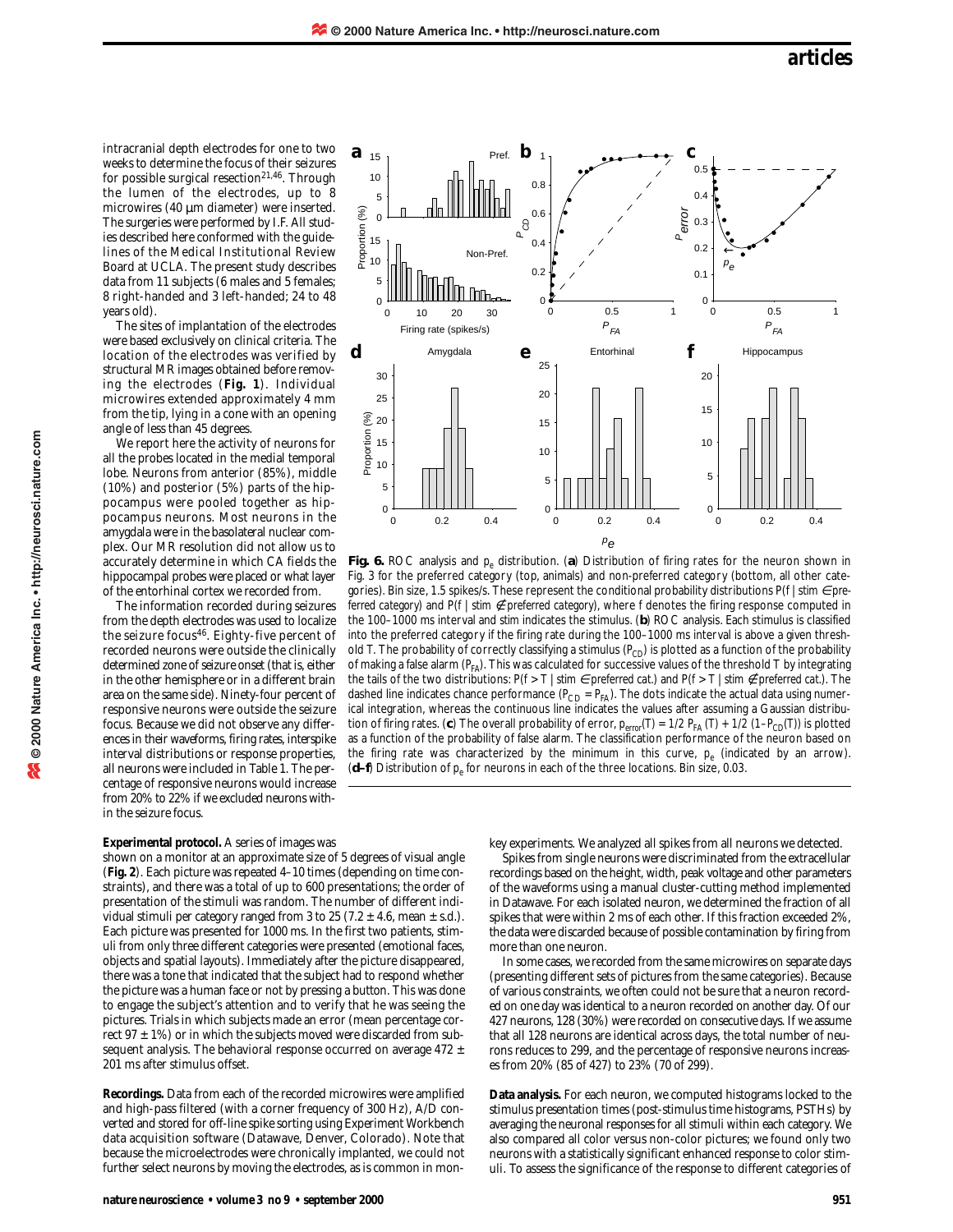intracranial depth electrodes for one to two weeks to determine the focus of their seizures for possible surgical resection[21,46]. Through the lumen of the electrodes, up to 8 microwires (40 µm diameter) were inserted. The surgeries were performed by I.F. All studies described here conformed with the guidelines of the Medical Institutional Review Board at UCLA. The present study describes data from 11 subjects (6 males and 5 females; 8 right-handed and 3 left-handed; 24 to 48 years old).

The sites of implantation of the electrodes were based exclusively on clinical criteria. The location of the electrodes was verified by structural MR images obtained before removing the electrodes (**Fig. 1**). Individual microwires extended approximately 4 mm from the tip, lying in a cone with an opening angle of less than 45 degrees.

We report here the activity of neurons for all the probes located in the medial temporal lobe. Neurons from anterior (85%), middle (10%) and posterior (5%) parts of the hippocampus were pooled together as hippocampus neurons. Most neurons in the amygdala were in the basolateral nuclear complex. Our MR resolution did not allow us to accurately determine in which CA fields the hippocampal probes were placed or what layer of the entorhinal cortex we recorded from.

The information recorded during seizures from the depth electrodes was used to localize the seizure focus[46]. Eighty-five percent of recorded neurons were outside the clinically determined zone of seizure onset (that is, either in the other hemisphere or in a different brain area on the same side). Ninety-four percent of responsive neurons were outside the seizure focus. Because we did not observe any differences in their waveforms, firing rates, interspike interval distributions or response properties, all neurons were included in Table 1. The percentage of responsive neurons would increase from 20% to 22% if we excluded neurons within the seizure focus.

**Fig. 6.** ROC analysis and $p_e$ distribution. (**a**) Distribution of firing rates for the neuron shown in Fig. 3 for the preferred category (top, animals) and non-preferred category (bottom, all other categories). Bin size, 1.5 spikes/s. These represent the conditional probability distributions $P(f \mid stim \in$ preferred category) and $P(f \mid stim \notin$ preferred category), where $f$ denotes the firing response computed in the 100–1000 ms interval and stim indicates the stimulus. (**b**) ROC analysis. Each stimulus is classified into the preferred category if the firing rate during the 100–1000 ms interval is above a given threshold T. The probability of correctly classifying a stimulus ($P_{CD}$) is plotted as a function of the probability of making a false alarm ($P_{FA}$). This was calculated for successive values of the threshold T by integrating the tails of the two distributions: $P(f > T \mid stim \in$ preferred cat.) and $P(f > T \mid stim \notin$ preferred cat.). The dashed line indicates chance performance ($P_{CD} = P_{FA}$). The dots indicate the actual data using numerical integration, whereas the continuous line indicates the values after assuming a Gaussian distribution of firing rates. (**c**) The overall probability of error, $p_{error}(T) = 1/2\ P_{FA}(T) + 1/2\ (1 - P_{CD}(T))$ is plotted as a function of the probability of false alarm. The classification performance of the neuron based on the firing rate was characterized by the minimum in this curve, $p_e$ (indicated by an arrow). (**d–f**) Distribution of $p_e$ for neurons in each of the three locations. Bin size, 0.03.

**Experimental protocol.** A series of images was shown on a monitor at an approximate size of 5 degrees of visual angle (**Fig. 2**). Each picture was repeated 4–10 times (depending on time constraints), and there was a total of up to 600 presentations; the order of presentation of the stimuli was random. The number of different individual stimuli per category ranged from 3 to 25 (7.2 ± 4.6, mean ± s.d.). Each picture was presented for 1000 ms. In the first two patients, stimuli from only three different categories were presented (emotional faces, objects and spatial layouts). Immediately after the picture disappeared, there was a tone that indicated that the subject had to respond whether the picture was a human face or not by pressing a button. This was done to engage the subject's attention and to verify that he was seeing the pictures. Trials in which subjects made an error (mean percentage correct 97 ± 1%) or in which the subjects moved were discarded from subsequent analysis. The behavioral response occurred on average 472 ± 201 ms after stimulus offset.

**Recordings.** Data from each of the recorded microwires were amplified and high-pass filtered (with a corner frequency of 300 Hz), A/D converted and stored for off-line spike sorting using Experiment Workbench data acquisition software (Datawave, Denver, Colorado). Note that because the microelectrodes were chronically implanted, we could not further select neurons by moving the electrodes, as is common in monkey experiments. We analyzed all spikes from all neurons we detected.

Spikes from single neurons were discriminated from the extracellular recordings based on the height, width, peak voltage and other parameters of the waveforms using a manual cluster-cutting method implemented in Datawave. For each isolated neuron, we determined the fraction of all spikes that were within 2 ms of each other. If this fraction exceeded 2%, the data were discarded because of possible contamination by firing from more than one neuron.

In some cases, we recorded from the same microwires on separate days (presenting different sets of pictures from the same categories). Because of various constraints, we often could not be sure that a neuron recorded on one day was identical to a neuron recorded on another day. Of our 427 neurons, 128 (30%) were recorded on consecutive days. If we assume that all 128 neurons are identical across days, the total number of neurons reduces to 299, and the percentage of responsive neurons increases from 20% (85 of 427) to 23% (70 of 299).

**Data analysis.** For each neuron, we computed histograms locked to the stimulus presentation times (post-stimulus time histograms, PSTHs) by averaging the neuronal responses for all stimuli within each category. We also compared all color versus non-color pictures; we found only two neurons with a statistically significant enhanced response to color stimuli. To assess the significance of the response to different categories of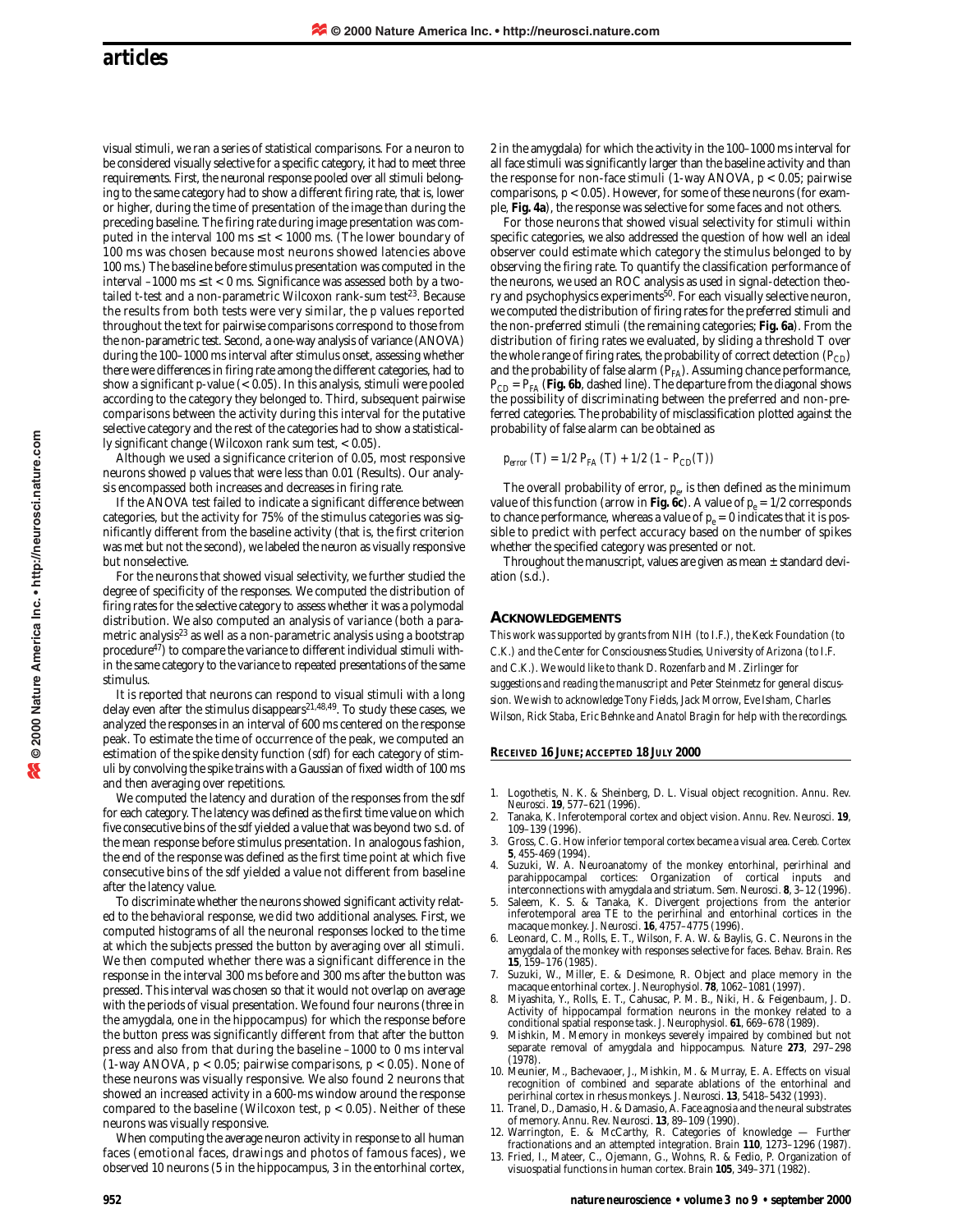visual stimuli, we ran a series of statistical comparisons. For a neuron to be considered visually selective for a specific category, it had to meet three requirements. First, the neuronal response pooled over all stimuli belonging to the same category had to show a different firing rate, that is, lower or higher, during the time of presentation of the image than during the preceding baseline. The firing rate during image presentation was computed in the interval 100 ms $\leq t <$ 1000 ms. (The lower boundary of 100 ms was chosen because most neurons showed latencies above 100 ms.) The baseline before stimulus presentation was computed in the interval –1000 ms $\leq t <$ 0 ms. Significance was assessed both by a two-tailed t-test and a non-parametric Wilcoxon rank-sum test[23]. Because the results from both tests were very similar, the p values reported throughout the text for pairwise comparisons correspond to those from the non-parametric test. Second, a one-way analysis of variance (ANOVA) during the 100–1000 ms interval after stimulus onset, assessing whether there were differences in firing rate among the different categories, had to show a significant p-value (< 0.05). In this analysis, stimuli were pooled according to the category they belonged to. Third, subsequent pairwise comparisons between the activity during this interval for the putative selective category and the rest of the categories had to show a statistically significant change (Wilcoxon rank sum test, < 0.05).

Although we used a significance criterion of 0.05, most responsive neurons showed p values that were less than 0.01 (Results). Our analysis encompassed both increases and decreases in firing rate.

If the ANOVA test failed to indicate a significant difference between categories, but the activity for 75% of the stimulus categories was significantly different from the baseline activity (that is, the first criterion was met but not the second), we labeled the neuron as visually responsive but nonselective.

For the neurons that showed visual selectivity, we further studied the degree of specificity of the responses. We computed the distribution of firing rates for the selective category to assess whether it was a polymodal distribution. We also computed an analysis of variance (both a parametric analysis[23] as well as a non-parametric analysis using a bootstrap procedure[47]) to compare the variance to different individual stimuli within the same category to the variance to repeated presentations of the same stimulus.

It is reported that neurons can respond to visual stimuli with a long delay even after the stimulus disappears[21,48,49]. To study these cases, we analyzed the responses in an interval of 600 ms centered on the response peak. To estimate the time of occurrence of the peak, we computed an estimation of the spike density function (sdf) for each category of stimuli by convolving the spike trains with a Gaussian of fixed width of 100 ms and then averaging over repetitions.

We computed the latency and duration of the responses from the sdf for each category. The latency was defined as the first time value on which five consecutive bins of the sdf yielded a value that was beyond two s.d. of the mean response before stimulus presentation. In analogous fashion, the end of the response was defined as the first time point at which five consecutive bins of the sdf yielded a value not different from baseline after the latency value.

To discriminate whether the neurons showed significant activity related to the behavioral response, we did two additional analyses. First, we computed histograms of all the neuronal responses locked to the time at which the subjects pressed the button by averaging over all stimuli. We then computed whether there was a significant difference in the response in the interval 300 ms before and 300 ms after the button was pressed. This interval was chosen so that it would not overlap on average with the periods of visual presentation. We found four neurons (three in the amygdala, one in the hippocampus) for which the response before the button press was significantly different from that after the button press and also from that during the baseline –1000 to 0 ms interval (1-way ANOVA, $p < 0.05$; pairwise comparisons, $p < 0.05$). None of these neurons was visually responsive. We also found 2 neurons that showed an increased activity in a 600-ms window around the response compared to the baseline (Wilcoxon test, $p < 0.05$). Neither of these neurons was visually responsive.

When computing the average neuron activity in response to all human faces (emotional faces, drawings and photos of famous faces), we observed 10 neurons (5 in the hippocampus, 3 in the entorhinal cortex, 2 in the amygdala) for which the activity in the 100–1000 ms interval for all face stimuli was significantly larger than the baseline activity and than the response for non-face stimuli (1-way ANOVA, $p < 0.05$; pairwise comparisons, $p < 0.05$). However, for some of these neurons (for example, **Fig. 4a**), the response was selective for some faces and not others.

For those neurons that showed visual selectivity for stimuli within specific categories, we also addressed the question of how well an ideal observer could estimate which category the stimulus belonged to by observing the firing rate. To quantify the classification performance of the neurons, we used an ROC analysis as used in signal-detection theory and psychophysics experiments[50]. For each visually selective neuron, we computed the distribution of firing rates for the preferred stimuli and the non-preferred stimuli (the remaining categories; **Fig. 6a**). From the distribution of firing rates we evaluated, by sliding a threshold T over the whole range of firing rates, the probability of correct detection ($P_{CD}$) and the probability of false alarm ($P_{FA}$). Assuming chance performance, $P_{CD} = P_{FA}$ (**Fig. 6b**, dashed line). The departure from the diagonal shows the possibility of discriminating between the preferred and non-preferred categories. The probability of misclassification plotted against the probability of false alarm can be obtained as

$$p_{error}(T) = 1/2\, P_{FA}(T) + 1/2\,(1 - P_{CD}(T))$$

The overall probability of error, $p_e$, is then defined as the minimum value of this function (arrow in **Fig. 6c**). A value of $p_e = 1/2$ corresponds to chance performance, whereas a value of $p_e = 0$ indicates that it is possible to predict with perfect accuracy based on the number of spikes whether the specified category was presented or not.

Throughout the manuscript, values are given as mean ± standard deviation (s.d.).

## Acknowledgements

*This work was supported by grants from NIH (to I.F.), the Keck Foundation (to C.K.) and the Center for Consciousness Studies, University of Arizona (to I.F. and C.K.). We would like to thank D. Rozenfarb and M. Zirlinger for suggestions and reading the manuscript and Peter Steinmetz for general discussion. We wish to acknowledge Tony Fields, Jack Morrow, Eve Isham, Charles Wilson, Rick Staba, Eric Behnke and Anatol Bragin for help with the recordings.*

**Received 16 June; accepted 18 July 2000**

1. Logothetis, N. K. & Sheinberg, D. L. Visual object recognition. *Annu. Rev. Neurosci.* **19**, 577–621 (1996).
2. Tanaka, K. Inferotemporal cortex and object vision. *Annu. Rev. Neurosci.* **19**, 109–139 (1996).
3. Gross, C. G. How inferior temporal cortex became a visual area. *Cereb. Cortex* **5**, 455-469 (1994).
4. Suzuki, W. A. Neuroanatomy of the monkey entorhinal, perirhinal and parahippocampal cortices: Organization of cortical inputs and interconnections with amygdala and striatum. *Sem. Neurosci.* **8**, 3–12 (1996).
5. Saleem, K. S. & Tanaka, K. Divergent projections from the anterior inferotemporal area TE to the perirhinal and entorhinal cortices in the macaque monkey. *J. Neurosci.* **16**, 4757–4775 (1996).
6. Leonard, C. M., Rolls, E. T., Wilson, F. A. W. & Baylis, G. C. Neurons in the amygdala of the monkey with responses selective for faces. *Behav. Brain. Res* **15**, 159–176 (1985).
7. Suzuki, W., Miller, E. & Desimone, R. Object and place memory in the macaque entorhinal cortex. *J. Neurophysiol.* **78**, 1062–1081 (1997).
8. Miyashita, Y., Rolls, E. T., Cahusac, P. M. B., Niki, H. & Feigenbaum, J. D. Activity of hippocampal formation neurons in the monkey related to a conditional spatial response task. *J. Neurophysiol.* **61**, 669–678 (1989).
9. Mishkin, M. Memory in monkeys severely impaired by combined but not separate removal of amygdala and hippocampus. *Nature* **273**, 297–298 (1978).
10. Meunier, M., Bachevaoer, J., Mishkin, M. & Murray, E. A. Effects on visual recognition of combined and separate ablations of the entorhinal and perirhinal cortex in rhesus monkeys. *J. Neurosci.* **13**, 5418–5432 (1993).
11. Tranel, D., Damasio, H. & Damasio, A. Face agnosia and the neural substrates of memory. *Annu. Rev. Neurosci.* **13**, 89–109 (1990).
12. Warrington, E. & McCarthy, R. Categories of knowledge — Further fractionations and an attempted integration. *Brain* **110**, 1273–1296 (1987).
13. Fried, I., Mateer, C., Ojemann, G., Wohns, R. & Fedio, P. Organization of visuospatial functions in human cortex. *Brain* **105**, 349–371 (1982).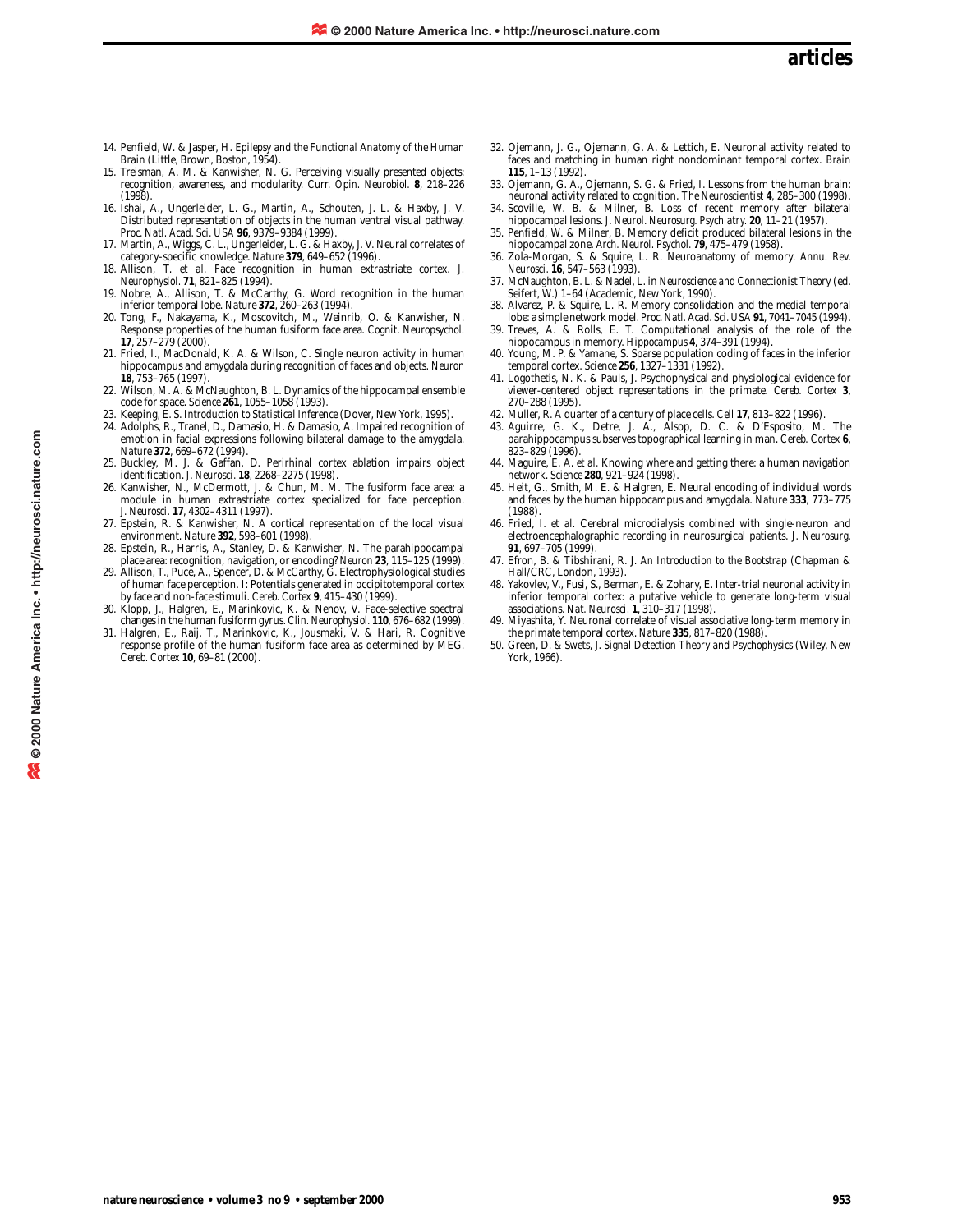14. Penfield, W. & Jasper, H. *Epilepsy and the Functional Anatomy of the Human Brain* (Little, Brown, Boston, 1954).
15. Treisman, A. M. & Kanwisher, N. G. Perceiving visually presented objects: recognition, awareness, and modularity. *Curr. Opin. Neurobiol.* **8**, 218–226 (1998).
16. Ishai, A., Ungerleider, L. G., Martin, A., Schouten, J. L. & Haxby, J. V. Distributed representation of objects in the human ventral visual pathway. *Proc. Natl. Acad. Sci. USA* **96**, 9379–9384 (1999).
17. Martin, A., Wiggs, C. L., Ungerleider, L. G. & Haxby, J. V. Neural correlates of category-specific knowledge. *Nature* **379**, 649–652 (1996).
18. Allison, T. *et al.* Face recognition in human extrastriate cortex. *J. Neurophysiol.* **71**, 821–825 (1994).
19. Nobre, A., Allison, T. & McCarthy, G. Word recognition in the human inferior temporal lobe. *Nature* **372**, 260–263 (1994).
20. Tong, F., Nakayama, K., Moscovitch, M., Weinrib, O. & Kanwisher, N. Response properties of the human fusiform face area. *Cognit. Neuropsychol.* **17**, 257–279 (2000).
21. Fried, I., MacDonald, K. A. & Wilson, C. Single neuron activity in human hippocampus and amygdala during recognition of faces and objects. *Neuron* **18**, 753–765 (1997).
22. Wilson, M. A. & McNaughton, B. L. Dynamics of the hippocampal ensemble code for space. *Science* **261**, 1055–1058 (1993).
23. Keeping, E. S. *Introduction to Statistical Inference* (Dover, New York, 1995).
24. Adolphs, R., Tranel, D., Damasio, H. & Damasio, A. Impaired recognition of emotion in facial expressions following bilateral damage to the amygdala. *Nature* **372**, 669–672 (1994).
25. Buckley, M. J. & Gaffan, D. Perirhinal cortex ablation impairs object identification. *J. Neurosci.* **18**, 2268–2275 (1998).
26. Kanwisher, N., McDermott, J. & Chun, M. M. The fusiform face area: a module in human extrastriate cortex specialized for face perception. *J. Neurosci.* **17**, 4302–4311 (1997).
27. Epstein, R. & Kanwisher, N. A cortical representation of the local visual environment. *Nature* **392**, 598–601 (1998).
28. Epstein, R., Harris, A., Stanley, D. & Kanwisher, N. The parahippocampal place area: recognition, navigation, or encoding? *Neuron* **23**, 115–125 (1999).
29. Allison, T., Puce, A., Spencer, D. & McCarthy, G. Electrophysiological studies of human face perception. I: Potentials generated in occipitotemporal cortex by face and non-face stimuli. *Cereb. Cortex* **9**, 415–430 (1999).
30. Klopp, J., Halgren, E., Marinkovic, K. & Nenov, V. Face-selective spectral changes in the human fusiform gyrus. *Clin. Neurophysiol.* **110**, 676–682 (1999).
31. Halgren, E., Raij, T., Marinkovic, K., Jousmaki, V. & Hari, R. Cognitive response profile of the human fusiform face area as determined by MEG. *Cereb. Cortex* **10**, 69–81 (2000).
32. Ojemann, J. G., Ojemann, G. A. & Lettich, E. Neuronal activity related to faces and matching in human right nondominant temporal cortex. *Brain* **115**, 1–13 (1992).
33. Ojemann, G. A., Ojemann, S. G. & Fried, I. Lessons from the human brain: neuronal activity related to cognition. *The Neuroscientist* **4**, 285–300 (1998).
34. Scoville, W. B. & Milner, B. Loss of recent memory after bilateral hippocampal lesions. *J. Neurol. Neurosurg. Psychiatry.* **20**, 11–21 (1957).
35. Penfield, W. & Milner, B. Memory deficit produced bilateral lesions in the hippocampal zone. *Arch. Neurol. Psychol.* **79**, 475–479 (1958).
36. Zola-Morgan, S. & Squire, L. R. Neuroanatomy of memory. *Annu. Rev. Neurosci.* **16**, 547–563 (1993).
37. McNaughton, B. L. & Nadel, L. in *Neuroscience and Connectionist Theory* (ed. Seifert, W.) 1–64 (Academic, New York, 1990).
38. Alvarez, P. & Squire, L. R. Memory consolidation and the medial temporal lobe: a simple network model. *Proc. Natl. Acad. Sci. USA* **91**, 7041–7045 (1994).
39. Treves, A. & Rolls, E. T. Computational analysis of the role of the hippocampus in memory. *Hippocampus* **4**, 374–391 (1994).
40. Young, M. P. & Yamane, S. Sparse population coding of faces in the inferior temporal cortex. *Science* **256**, 1327–1331 (1992).
41. Logothetis, N. K. & Pauls, J. Psychophysical and physiological evidence for viewer-centered object representations in the primate. *Cereb. Cortex* **3**, 270–288 (1995).
42. Muller, R. A quarter of a century of place cells. *Cell* **17**, 813–822 (1996).
43. Aguirre, G. K., Detre, J. A., Alsop, D. C. & D'Esposito, M. The parahippocampus subserves topographical learning in man. *Cereb. Cortex* **6**, 823–829 (1996).
44. Maguire, E. A. *et al.* Knowing where and getting there: a human navigation network. *Science* **280**, 921–924 (1998).
45. Heit, G., Smith, M. E. & Halgren, E. Neural encoding of individual words and faces by the human hippocampus and amygdala. *Nature* **333**, 773–775 (1988).
46. Fried, I. *et al.* Cerebral microdialysis combined with single-neuron and electroencephalographic recording in neurosurgical patients. *J. Neurosurg.* **91**, 697–705 (1999).
47. Efron, B. & Tibshirani, R. J. *An Introduction to the Bootstrap* (Chapman & Hall/CRC, London, 1993).
48. Yakovlev, V., Fusi, S., Berman, E. & Zohary, E. Inter-trial neuronal activity in inferior temporal cortex: a putative vehicle to generate long-term visual associations. *Nat. Neurosci.* **1**, 310–317 (1998).
49. Miyashita, Y. Neuronal correlate of visual associative long-term memory in the primate temporal cortex. *Nature* **335**, 817–820 (1988).
50. Green, D. & Swets, J. *Signal Detection Theory and Psychophysics* (Wiley, New York, 1966).